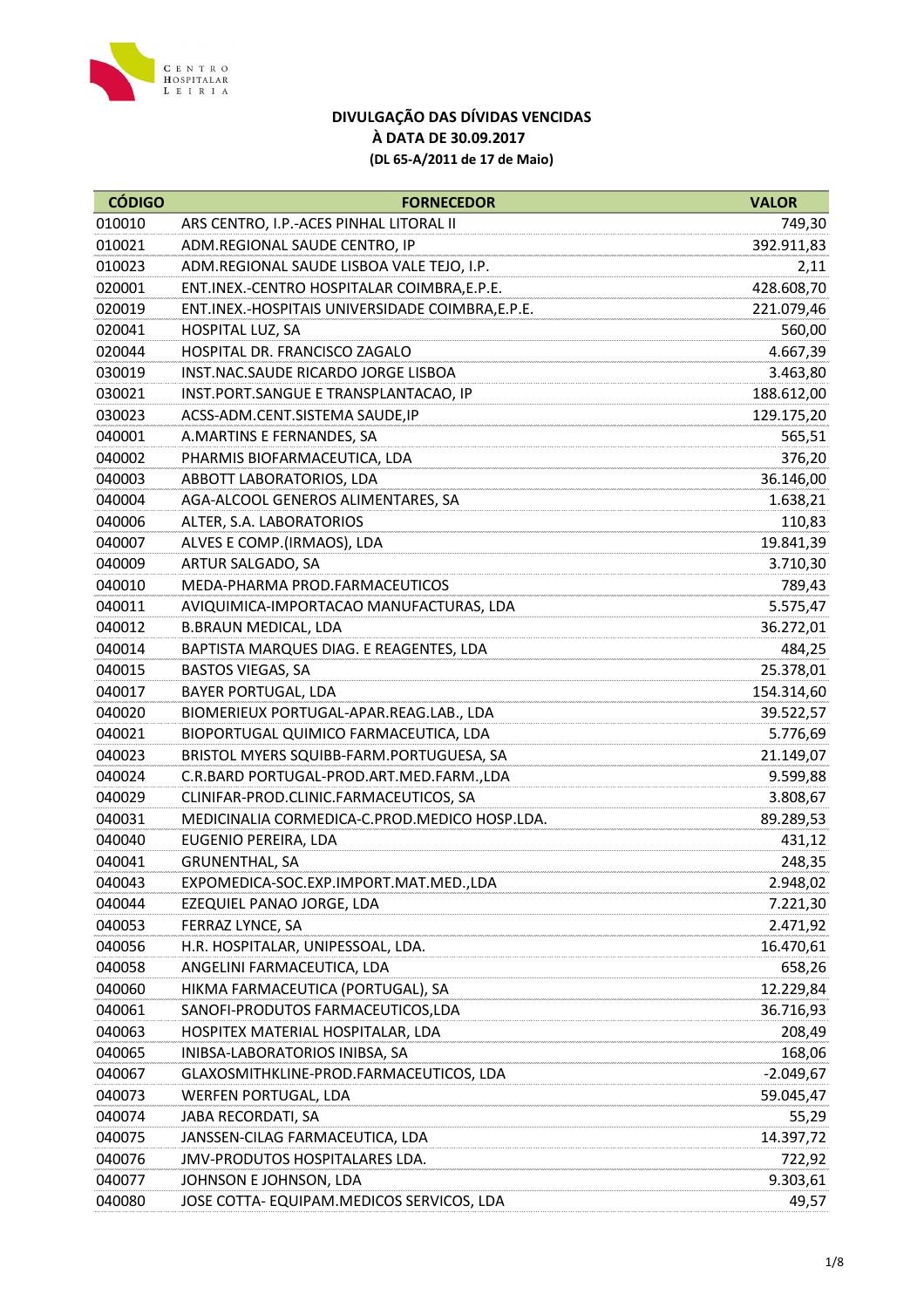CENTRO HOSPITALAR LEIRIA

**DIVULGAÇÃO DAS DÍVIDAS VENCIDAS**
**À DATA DE 30.09.2017**
**(DL 65-A/2011 de 17 de Maio)**

| CÓDIGO | FORNECEDOR | VALOR |
|---|---|---|
| 010010 | ARS CENTRO, I.P.-ACES PINHAL LITORAL II | 749,30 |
| 010021 | ADM.REGIONAL SAUDE CENTRO, IP | 392.911,83 |
| 010023 | ADM.REGIONAL SAUDE LISBOA VALE TEJO, I.P. | 2,11 |
| 020001 | ENT.INEX.-CENTRO HOSPITALAR COIMBRA,E.P.E. | 428.608,70 |
| 020019 | ENT.INEX.-HOSPITAIS UNIVERSIDADE COIMBRA,E.P.E. | 221.079,46 |
| 020041 | HOSPITAL LUZ, SA | 560,00 |
| 020044 | HOSPITAL DR. FRANCISCO ZAGALO | 4.667,39 |
| 030019 | INST.NAC.SAUDE RICARDO JORGE LISBOA | 3.463,80 |
| 030021 | INST.PORT.SANGUE E TRANSPLANTACAO, IP | 188.612,00 |
| 030023 | ACSS-ADM.CENT.SISTEMA SAUDE,IP | 129.175,20 |
| 040001 | A.MARTINS E FERNANDES, SA | 565,51 |
| 040002 | PHARMIS BIOFARMACEUTICA, LDA | 376,20 |
| 040003 | ABBOTT LABORATORIOS, LDA | 36.146,00 |
| 040004 | AGA-ALCOOL GENEROS ALIMENTARES, SA | 1.638,21 |
| 040006 | ALTER, S.A. LABORATORIOS | 110,83 |
| 040007 | ALVES E COMP.(IRMAOS), LDA | 19.841,39 |
| 040009 | ARTUR SALGADO, SA | 3.710,30 |
| 040010 | MEDA-PHARMA PROD.FARMACEUTICOS | 789,43 |
| 040011 | AVIQUIMICA-IMPORTACAO MANUFACTURAS, LDA | 5.575,47 |
| 040012 | B.BRAUN MEDICAL, LDA | 36.272,01 |
| 040014 | BAPTISTA MARQUES DIAG. E REAGENTES, LDA | 484,25 |
| 040015 | BASTOS VIEGAS, SA | 25.378,01 |
| 040017 | BAYER PORTUGAL, LDA | 154.314,60 |
| 040020 | BIOMERIEUX PORTUGAL-APAR.REAG.LAB., LDA | 39.522,57 |
| 040021 | BIOPORTUGAL QUIMICO FARMACEUTICA, LDA | 5.776,69 |
| 040023 | BRISTOL MYERS SQUIBB-FARM.PORTUGUESA, SA | 21.149,07 |
| 040024 | C.R.BARD PORTUGAL-PROD.ART.MED.FARM.,LDA | 9.599,88 |
| 040029 | CLINIFAR-PROD.CLINIC.FARMACEUTICOS, SA | 3.808,67 |
| 040031 | MEDICINALIA CORMEDICA-C.PROD.MEDICO HOSP.LDA. | 89.289,53 |
| 040040 | EUGENIO PEREIRA, LDA | 431,12 |
| 040041 | GRUNENTHAL, SA | 248,35 |
| 040043 | EXPOMEDICA-SOC.EXP.IMPORT.MAT.MED.,LDA | 2.948,02 |
| 040044 | EZEQUIEL PANAO JORGE, LDA | 7.221,30 |
| 040053 | FERRAZ LYNCE, SA | 2.471,92 |
| 040056 | H.R. HOSPITALAR, UNIPESSOAL, LDA. | 16.470,61 |
| 040058 | ANGELINI FARMACEUTICA, LDA | 658,26 |
| 040060 | HIKMA FARMACEUTICA (PORTUGAL), SA | 12.229,84 |
| 040061 | SANOFI-PRODUTOS FARMACEUTICOS,LDA | 36.716,93 |
| 040063 | HOSPITEX MATERIAL HOSPITALAR, LDA | 208,49 |
| 040065 | INIBSA-LABORATORIOS INIBSA, SA | 168,06 |
| 040067 | GLAXOSMITHKLINE-PROD.FARMACEUTICOS, LDA | -2.049,67 |
| 040073 | WERFEN PORTUGAL, LDA | 59.045,47 |
| 040074 | JABA RECORDATI, SA | 55,29 |
| 040075 | JANSSEN-CILAG FARMACEUTICA, LDA | 14.397,72 |
| 040076 | JMV-PRODUTOS HOSPITALARES LDA. | 722,92 |
| 040077 | JOHNSON E JOHNSON, LDA | 9.303,61 |
| 040080 | JOSE COTTA- EQUIPAM.MEDICOS SERVICOS, LDA | 49,57 |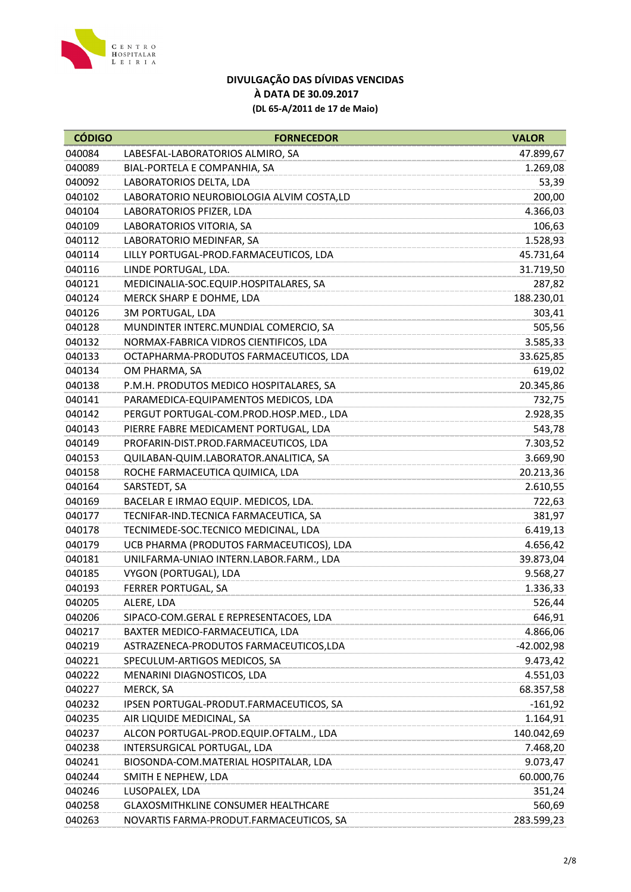**DIVULGAÇÃO DAS DÍVIDAS VENCIDAS**
**À DATA DE 30.09.2017**
**(DL 65-A/2011 de 17 de Maio)**

| CÓDIGO | FORNECEDOR | VALOR |
|---|---|---|
| 040084 | LABESFAL-LABORATORIOS ALMIRO, SA | 47.899,67 |
| 040089 | BIAL-PORTELA E COMPANHIA, SA | 1.269,08 |
| 040092 | LABORATORIOS DELTA, LDA | 53,39 |
| 040102 | LABORATORIO NEUROBIOLOGIA ALVIM COSTA,LD | 200,00 |
| 040104 | LABORATORIOS PFIZER, LDA | 4.366,03 |
| 040109 | LABORATORIOS VITORIA, SA | 106,63 |
| 040112 | LABORATORIO MEDINFAR, SA | 1.528,93 |
| 040114 | LILLY PORTUGAL-PROD.FARMACEUTICOS, LDA | 45.731,64 |
| 040116 | LINDE PORTUGAL, LDA. | 31.719,50 |
| 040121 | MEDICINALIA-SOC.EQUIP.HOSPITALARES, SA | 287,82 |
| 040124 | MERCK SHARP E DOHME, LDA | 188.230,01 |
| 040126 | 3M PORTUGAL, LDA | 303,41 |
| 040128 | MUNDINTER INTERC.MUNDIAL COMERCIO, SA | 505,56 |
| 040132 | NORMAX-FABRICA VIDROS CIENTIFICOS, LDA | 3.585,33 |
| 040133 | OCTAPHARMA-PRODUTOS FARMACEUTICOS, LDA | 33.625,85 |
| 040134 | OM PHARMA, SA | 619,02 |
| 040138 | P.M.H. PRODUTOS MEDICO HOSPITALARES, SA | 20.345,86 |
| 040141 | PARAMEDICA-EQUIPAMENTOS MEDICOS, LDA | 732,75 |
| 040142 | PERGUT PORTUGAL-COM.PROD.HOSP.MED., LDA | 2.928,35 |
| 040143 | PIERRE FABRE MEDICAMENT PORTUGAL, LDA | 543,78 |
| 040149 | PROFARIN-DIST.PROD.FARMACEUTICOS, LDA | 7.303,52 |
| 040153 | QUILABAN-QUIM.LABORATOR.ANALITICA, SA | 3.669,90 |
| 040158 | ROCHE FARMACEUTICA QUIMICA, LDA | 20.213,36 |
| 040164 | SARSTEDT, SA | 2.610,55 |
| 040169 | BACELAR E IRMAO EQUIP. MEDICOS, LDA. | 722,63 |
| 040177 | TECNIFAR-IND.TECNICA FARMACEUTICA, SA | 381,97 |
| 040178 | TECNIMEDE-SOC.TECNICO MEDICINAL, LDA | 6.419,13 |
| 040179 | UCB PHARMA (PRODUTOS FARMACEUTICOS), LDA | 4.656,42 |
| 040181 | UNILFARMA-UNIAO INTERN.LABOR.FARM., LDA | 39.873,04 |
| 040185 | VYGON (PORTUGAL), LDA | 9.568,27 |
| 040193 | FERRER PORTUGAL, SA | 1.336,33 |
| 040205 | ALERE, LDA | 526,44 |
| 040206 | SIPACO-COM.GERAL E REPRESENTACOES, LDA | 646,91 |
| 040217 | BAXTER MEDICO-FARMACEUTICA, LDA | 4.866,06 |
| 040219 | ASTRAZENECA-PRODUTOS FARMACEUTICOS,LDA | -42.002,98 |
| 040221 | SPECULUM-ARTIGOS MEDICOS, SA | 9.473,42 |
| 040222 | MENARINI DIAGNOSTICOS, LDA | 4.551,03 |
| 040227 | MERCK, SA | 68.357,58 |
| 040232 | IPSEN PORTUGAL-PRODUT.FARMACEUTICOS, SA | -161,92 |
| 040235 | AIR LIQUIDE MEDICINAL, SA | 1.164,91 |
| 040237 | ALCON PORTUGAL-PROD.EQUIP.OFTALM., LDA | 140.042,69 |
| 040238 | INTERSURGICAL PORTUGAL, LDA | 7.468,20 |
| 040241 | BIOSONDA-COM.MATERIAL HOSPITALAR, LDA | 9.073,47 |
| 040244 | SMITH E NEPHEW, LDA | 60.000,76 |
| 040246 | LUSOPALEX, LDA | 351,24 |
| 040258 | GLAXOSMITHKLINE CONSUMER HEALTHCARE | 560,69 |
| 040263 | NOVARTIS FARMA-PRODUT.FARMACEUTICOS, SA | 283.599,23 |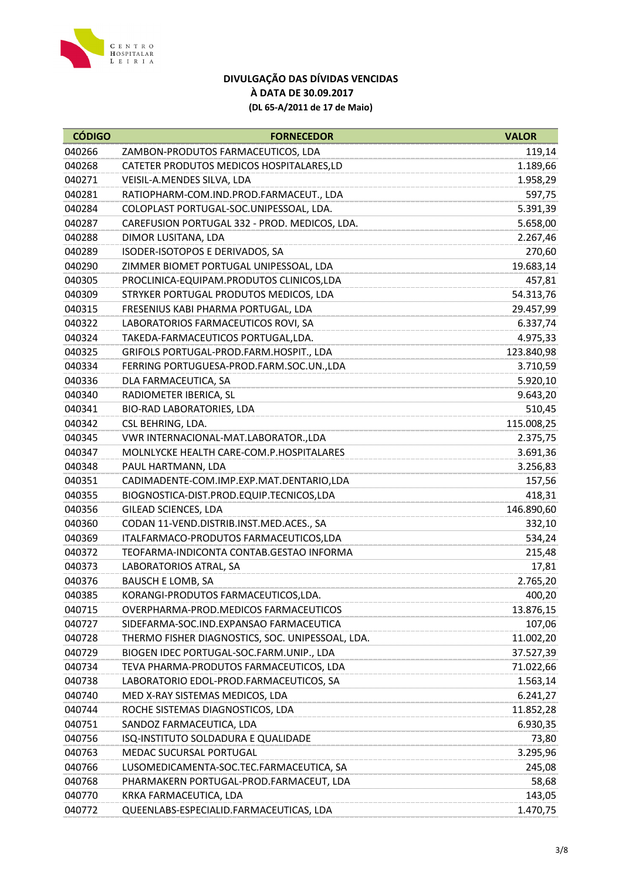CENTRO HOSPITALAR LEIRIA

**DIVULGAÇÃO DAS DÍVIDAS VENCIDAS**
**À DATA DE 30.09.2017**
**(DL 65-A/2011 de 17 de Maio)**

| CÓDIGO | FORNECEDOR | VALOR |
|---|---|---|
| 040266 | ZAMBON-PRODUTOS FARMACEUTICOS, LDA | 119,14 |
| 040268 | CATETER PRODUTOS MEDICOS HOSPITALARES,LD | 1.189,66 |
| 040271 | VEISIL-A.MENDES SILVA, LDA | 1.958,29 |
| 040281 | RATIOPHARM-COM.IND.PROD.FARMACEUT., LDA | 597,75 |
| 040284 | COLOPLAST PORTUGAL-SOC.UNIPESSOAL, LDA. | 5.391,39 |
| 040287 | CAREFUSION PORTUGAL 332 - PROD. MEDICOS, LDA. | 5.658,00 |
| 040288 | DIMOR LUSITANA, LDA | 2.267,46 |
| 040289 | ISODER-ISOTOPOS E DERIVADOS, SA | 270,60 |
| 040290 | ZIMMER BIOMET PORTUGAL UNIPESSOAL, LDA | 19.683,14 |
| 040305 | PROCLINICA-EQUIPAM.PRODUTOS CLINICOS,LDA | 457,81 |
| 040309 | STRYKER PORTUGAL PRODUTOS MEDICOS, LDA | 54.313,76 |
| 040315 | FRESENIUS KABI PHARMA PORTUGAL, LDA | 29.457,99 |
| 040322 | LABORATORIOS FARMACEUTICOS ROVI, SA | 6.337,74 |
| 040324 | TAKEDA-FARMACEUTICOS PORTUGAL,LDA. | 4.975,33 |
| 040325 | GRIFOLS PORTUGAL-PROD.FARM.HOSPIT., LDA | 123.840,98 |
| 040334 | FERRING PORTUGUESA-PROD.FARM.SOC.UN.,LDA | 3.710,59 |
| 040336 | DLA FARMACEUTICA, SA | 5.920,10 |
| 040340 | RADIOMETER IBERICA, SL | 9.643,20 |
| 040341 | BIO-RAD LABORATORIES, LDA | 510,45 |
| 040342 | CSL BEHRING, LDA. | 115.008,25 |
| 040345 | VWR INTERNACIONAL-MAT.LABORATOR.,LDA | 2.375,75 |
| 040347 | MOLNLYCKE HEALTH CARE-COM.P.HOSPITALARES | 3.691,36 |
| 040348 | PAUL HARTMANN, LDA | 3.256,83 |
| 040351 | CADIMADENTE-COM.IMP.EXP.MAT.DENTARIO,LDA | 157,56 |
| 040355 | BIOGNOSTICA-DIST.PROD.EQUIP.TECNICOS,LDA | 418,31 |
| 040356 | GILEAD SCIENCES, LDA | 146.890,60 |
| 040360 | CODAN 11-VEND.DISTRIB.INST.MED.ACES., SA | 332,10 |
| 040369 | ITALFARMACO-PRODUTOS FARMACEUTICOS,LDA | 534,24 |
| 040372 | TEOFARMA-INDICONTA CONTAB.GESTAO INFORMA | 215,48 |
| 040373 | LABORATORIOS ATRAL, SA | 17,81 |
| 040376 | BAUSCH E LOMB, SA | 2.765,20 |
| 040385 | KORANGI-PRODUTOS FARMACEUTICOS,LDA. | 400,20 |
| 040715 | OVERPHARMA-PROD.MEDICOS FARMACEUTICOS | 13.876,15 |
| 040727 | SIDEFARMA-SOC.IND.EXPANSAO FARMACEUTICA | 107,06 |
| 040728 | THERMO FISHER DIAGNOSTICS, SOC. UNIPESSOAL, LDA. | 11.002,20 |
| 040729 | BIOGEN IDEC PORTUGAL-SOC.FARM.UNIP., LDA | 37.527,39 |
| 040734 | TEVA PHARMA-PRODUTOS FARMACEUTICOS, LDA | 71.022,66 |
| 040738 | LABORATORIO EDOL-PROD.FARMACEUTICOS, SA | 1.563,14 |
| 040740 | MED X-RAY SISTEMAS MEDICOS, LDA | 6.241,27 |
| 040744 | ROCHE SISTEMAS DIAGNOSTICOS, LDA | 11.852,28 |
| 040751 | SANDOZ FARMACEUTICA, LDA | 6.930,35 |
| 040756 | ISQ-INSTITUTO SOLDADURA E QUALIDADE | 73,80 |
| 040763 | MEDAC SUCURSAL PORTUGAL | 3.295,96 |
| 040766 | LUSOMEDICAMENTA-SOC.TEC.FARMACEUTICA, SA | 245,08 |
| 040768 | PHARMAKERN PORTUGAL-PROD.FARMACEUT, LDA | 58,68 |
| 040770 | KRKA FARMACEUTICA, LDA | 143,05 |
| 040772 | QUEENLABS-ESPECIALID.FARMACEUTICAS, LDA | 1.470,75 |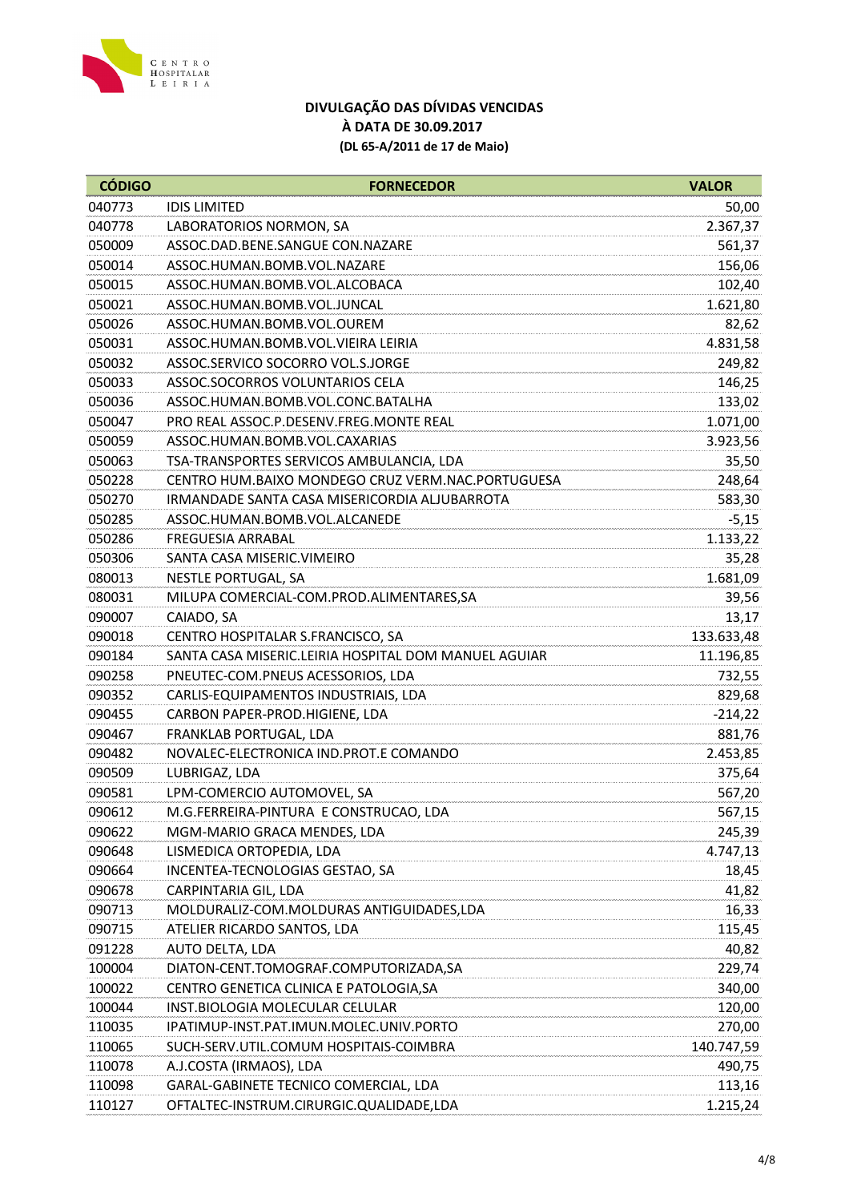## DIVULGAÇÃO DAS DÍVIDAS VENCIDAS
## À DATA DE 30.09.2017
**(DL 65-A/2011 de 17 de Maio)**

| CÓDIGO | FORNECEDOR | VALOR |
|---|---|---|
| 040773 | IDIS LIMITED | 50,00 |
| 040778 | LABORATORIOS NORMON, SA | 2.367,37 |
| 050009 | ASSOC.DAD.BENE.SANGUE CON.NAZARE | 561,37 |
| 050014 | ASSOC.HUMAN.BOMB.VOL.NAZARE | 156,06 |
| 050015 | ASSOC.HUMAN.BOMB.VOL.ALCOBACA | 102,40 |
| 050021 | ASSOC.HUMAN.BOMB.VOL.JUNCAL | 1.621,80 |
| 050026 | ASSOC.HUMAN.BOMB.VOL.OUREM | 82,62 |
| 050031 | ASSOC.HUMAN.BOMB.VOL.VIEIRA LEIRIA | 4.831,58 |
| 050032 | ASSOC.SERVICO SOCORRO VOL.S.JORGE | 249,82 |
| 050033 | ASSOC.SOCORROS VOLUNTARIOS CELA | 146,25 |
| 050036 | ASSOC.HUMAN.BOMB.VOL.CONC.BATALHA | 133,02 |
| 050047 | PRO REAL ASSOC.P.DESENV.FREG.MONTE REAL | 1.071,00 |
| 050059 | ASSOC.HUMAN.BOMB.VOL.CAXARIAS | 3.923,56 |
| 050063 | TSA-TRANSPORTES SERVICOS AMBULANCIA, LDA | 35,50 |
| 050228 | CENTRO HUM.BAIXO MONDEGO CRUZ VERM.NAC.PORTUGUESA | 248,64 |
| 050270 | IRMANDADE SANTA CASA MISERICORDIA ALJUBARROTA | 583,30 |
| 050285 | ASSOC.HUMAN.BOMB.VOL.ALCANEDE | -5,15 |
| 050286 | FREGUESIA ARRABAL | 1.133,22 |
| 050306 | SANTA CASA MISERIC.VIMEIRO | 35,28 |
| 080013 | NESTLE PORTUGAL, SA | 1.681,09 |
| 080031 | MILUPA COMERCIAL-COM.PROD.ALIMENTARES,SA | 39,56 |
| 090007 | CAIADO, SA | 13,17 |
| 090018 | CENTRO HOSPITALAR S.FRANCISCO, SA | 133.633,48 |
| 090184 | SANTA CASA MISERIC.LEIRIA HOSPITAL DOM MANUEL AGUIAR | 11.196,85 |
| 090258 | PNEUTEC-COM.PNEUS ACESSORIOS, LDA | 732,55 |
| 090352 | CARLIS-EQUIPAMENTOS INDUSTRIAIS, LDA | 829,68 |
| 090455 | CARBON PAPER-PROD.HIGIENE, LDA | -214,22 |
| 090467 | FRANKLAB PORTUGAL, LDA | 881,76 |
| 090482 | NOVALEC-ELECTRONICA IND.PROT.E COMANDO | 2.453,85 |
| 090509 | LUBRIGAZ, LDA | 375,64 |
| 090581 | LPM-COMERCIO AUTOMOVEL, SA | 567,20 |
| 090612 | M.G.FERREIRA-PINTURA E CONSTRUCAO, LDA | 567,15 |
| 090622 | MGM-MARIO GRACA MENDES, LDA | 245,39 |
| 090648 | LISMEDICA ORTOPEDIA, LDA | 4.747,13 |
| 090664 | INCENTEA-TECNOLOGIAS GESTAO, SA | 18,45 |
| 090678 | CARPINTARIA GIL, LDA | 41,82 |
| 090713 | MOLDURALIZ-COM.MOLDURAS ANTIGUIDADES,LDA | 16,33 |
| 090715 | ATELIER RICARDO SANTOS, LDA | 115,45 |
| 091228 | AUTO DELTA, LDA | 40,82 |
| 100004 | DIATON-CENT.TOMOGRAF.COMPUTORIZADA,SA | 229,74 |
| 100022 | CENTRO GENETICA CLINICA E PATOLOGIA,SA | 340,00 |
| 100044 | INST.BIOLOGIA MOLECULAR CELULAR | 120,00 |
| 110035 | IPATIMUP-INST.PAT.IMUN.MOLEC.UNIV.PORTO | 270,00 |
| 110065 | SUCH-SERV.UTIL.COMUM HOSPITAIS-COIMBRA | 140.747,59 |
| 110078 | A.J.COSTA (IRMAOS), LDA | 490,75 |
| 110098 | GARAL-GABINETE TECNICO COMERCIAL, LDA | 113,16 |
| 110127 | OFTALTEC-INSTRUM.CIRURGIC.QUALIDADE,LDA | 1.215,24 |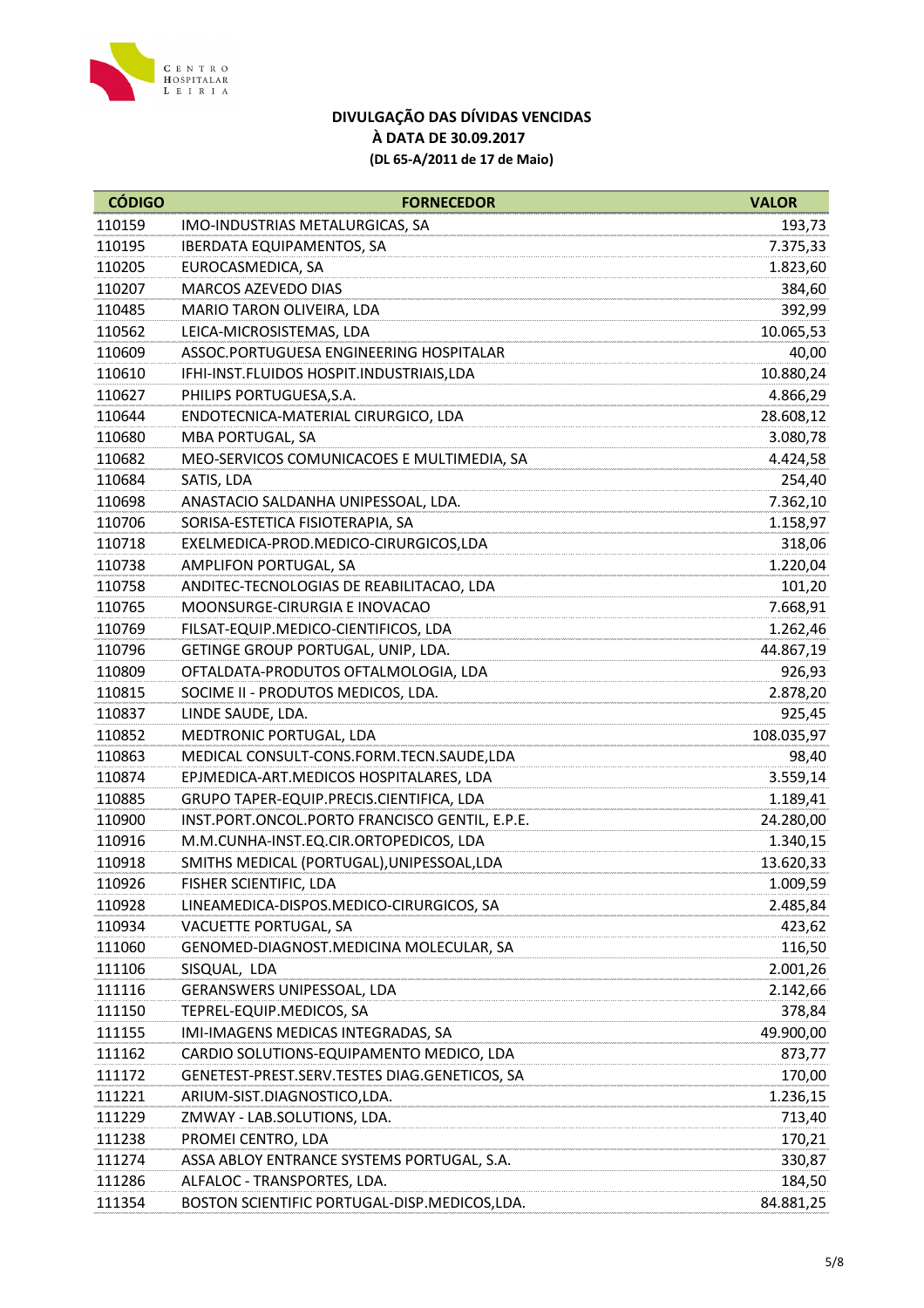CENTRO HOSPITALAR LEIRIA

**DIVULGAÇÃO DAS DÍVIDAS VENCIDAS**
**À DATA DE 30.09.2017**
**(DL 65-A/2011 de 17 de Maio)**

| CÓDIGO | FORNECEDOR | VALOR |
|---|---|---|
| 110159 | IMO-INDUSTRIAS METALURGICAS, SA | 193,73 |
| 110195 | IBERDATA EQUIPAMENTOS, SA | 7.375,33 |
| 110205 | EUROCASMEDICA, SA | 1.823,60 |
| 110207 | MARCOS AZEVEDO DIAS | 384,60 |
| 110485 | MARIO TARON OLIVEIRA, LDA | 392,99 |
| 110562 | LEICA-MICROSISTEMAS, LDA | 10.065,53 |
| 110609 | ASSOC.PORTUGUESA ENGINEERING HOSPITALAR | 40,00 |
| 110610 | IFHI-INST.FLUIDOS HOSPIT.INDUSTRIAIS,LDA | 10.880,24 |
| 110627 | PHILIPS PORTUGUESA,S.A. | 4.866,29 |
| 110644 | ENDOTECNICA-MATERIAL CIRURGICO, LDA | 28.608,12 |
| 110680 | MBA PORTUGAL, SA | 3.080,78 |
| 110682 | MEO-SERVICOS COMUNICACOES E MULTIMEDIA, SA | 4.424,58 |
| 110684 | SATIS, LDA | 254,40 |
| 110698 | ANASTACIO SALDANHA UNIPESSOAL, LDA. | 7.362,10 |
| 110706 | SORISA-ESTETICA FISIOTERAPIA, SA | 1.158,97 |
| 110718 | EXELMEDICA-PROD.MEDICO-CIRURGICOS,LDA | 318,06 |
| 110738 | AMPLIFON PORTUGAL, SA | 1.220,04 |
| 110758 | ANDITEC-TECNOLOGIAS DE REABILITACAO, LDA | 101,20 |
| 110765 | MOONSURGE-CIRURGIA E INOVACAO | 7.668,91 |
| 110769 | FILSAT-EQUIP.MEDICO-CIENTIFICOS, LDA | 1.262,46 |
| 110796 | GETINGE GROUP PORTUGAL, UNIP, LDA. | 44.867,19 |
| 110809 | OFTALDATA-PRODUTOS OFTALMOLOGIA, LDA | 926,93 |
| 110815 | SOCIME II - PRODUTOS MEDICOS, LDA. | 2.878,20 |
| 110837 | LINDE SAUDE, LDA. | 925,45 |
| 110852 | MEDTRONIC PORTUGAL, LDA | 108.035,97 |
| 110863 | MEDICAL CONSULT-CONS.FORM.TECN.SAUDE,LDA | 98,40 |
| 110874 | EPJMEDICA-ART.MEDICOS HOSPITALARES, LDA | 3.559,14 |
| 110885 | GRUPO TAPER-EQUIP.PRECIS.CIENTIFICA, LDA | 1.189,41 |
| 110900 | INST.PORT.ONCOL.PORTO FRANCISCO GENTIL, E.P.E. | 24.280,00 |
| 110916 | M.M.CUNHA-INST.EQ.CIR.ORTOPEDICOS, LDA | 1.340,15 |
| 110918 | SMITHS MEDICAL (PORTUGAL),UNIPESSOAL,LDA | 13.620,33 |
| 110926 | FISHER SCIENTIFIC, LDA | 1.009,59 |
| 110928 | LINEAMEDICA-DISPOS.MEDICO-CIRURGICOS, SA | 2.485,84 |
| 110934 | VACUETTE PORTUGAL, SA | 423,62 |
| 111060 | GENOMED-DIAGNOST.MEDICINA MOLECULAR, SA | 116,50 |
| 111106 | SISQUAL, LDA | 2.001,26 |
| 111116 | GERANSWERS UNIPESSOAL, LDA | 2.142,66 |
| 111150 | TEPREL-EQUIP.MEDICOS, SA | 378,84 |
| 111155 | IMI-IMAGENS MEDICAS INTEGRADAS, SA | 49.900,00 |
| 111162 | CARDIO SOLUTIONS-EQUIPAMENTO MEDICO, LDA | 873,77 |
| 111172 | GENETEST-PREST.SERV.TESTES DIAG.GENETICOS, SA | 170,00 |
| 111221 | ARIUM-SIST.DIAGNOSTICO,LDA. | 1.236,15 |
| 111229 | ZMWAY - LAB.SOLUTIONS, LDA. | 713,40 |
| 111238 | PROMEI CENTRO, LDA | 170,21 |
| 111274 | ASSA ABLOY ENTRANCE SYSTEMS PORTUGAL, S.A. | 330,87 |
| 111286 | ALFALOC - TRANSPORTES, LDA. | 184,50 |
| 111354 | BOSTON SCIENTIFIC PORTUGAL-DISP.MEDICOS,LDA. | 84.881,25 |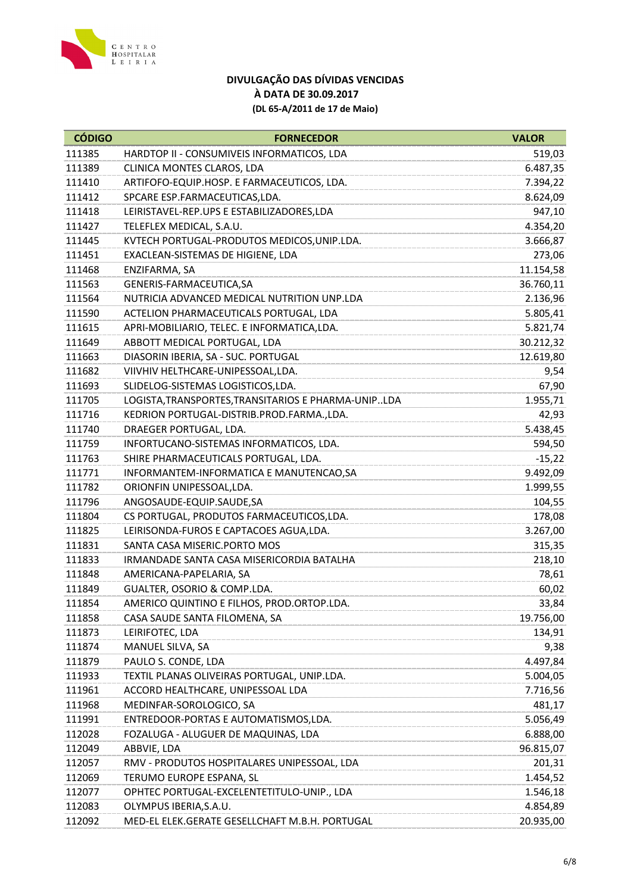**DIVULGAÇÃO DAS DÍVIDAS VENCIDAS**
**À DATA DE 30.09.2017**
**(DL 65-A/2011 de 17 de Maio)**

| CÓDIGO | FORNECEDOR | VALOR |
|---|---|---|
| 111385 | HARDTOP II - CONSUMIVEIS INFORMATICOS, LDA | 519,03 |
| 111389 | CLINICA MONTES CLAROS, LDA | 6.487,35 |
| 111410 | ARTIFOFO-EQUIP.HOSP. E FARMACEUTICOS, LDA. | 7.394,22 |
| 111412 | SPCARE ESP.FARMACEUTICAS,LDA. | 8.624,09 |
| 111418 | LEIRISTAVEL-REP.UPS E ESTABILIZADORES,LDA | 947,10 |
| 111427 | TELEFLEX MEDICAL, S.A.U. | 4.354,20 |
| 111445 | KVTECH PORTUGAL-PRODUTOS MEDICOS,UNIP.LDA. | 3.666,87 |
| 111451 | EXACLEAN-SISTEMAS DE HIGIENE, LDA | 273,06 |
| 111468 | ENZIFARMA, SA | 11.154,58 |
| 111563 | GENERIS-FARMACEUTICA,SA | 36.760,11 |
| 111564 | NUTRICIA ADVANCED MEDICAL NUTRITION UNP.LDA | 2.136,96 |
| 111590 | ACTELION PHARMACEUTICALS PORTUGAL, LDA | 5.805,41 |
| 111615 | APRI-MOBILIARIO, TELEC. E INFORMATICA,LDA. | 5.821,74 |
| 111649 | ABBOTT MEDICAL PORTUGAL, LDA | 30.212,32 |
| 111663 | DIASORIN IBERIA, SA - SUC. PORTUGAL | 12.619,80 |
| 111682 | VIIVHIV HELTHCARE-UNIPESSOAL,LDA. | 9,54 |
| 111693 | SLIDELOG-SISTEMAS LOGISTICOS,LDA. | 67,90 |
| 111705 | LOGISTA,TRANSPORTES,TRANSITARIOS E PHARMA-UNIP..LDA | 1.955,71 |
| 111716 | KEDRION PORTUGAL-DISTRIB.PROD.FARMA.,LDA. | 42,93 |
| 111740 | DRAEGER PORTUGAL, LDA. | 5.438,45 |
| 111759 | INFORTUCANO-SISTEMAS INFORMATICOS, LDA. | 594,50 |
| 111763 | SHIRE PHARMACEUTICALS PORTUGAL, LDA. | -15,22 |
| 111771 | INFORMANTEM-INFORMATICA E MANUTENCAO,SA | 9.492,09 |
| 111782 | ORIONFIN UNIPESSOAL,LDA. | 1.999,55 |
| 111796 | ANGOSAUDE-EQUIP.SAUDE,SA | 104,55 |
| 111804 | CS PORTUGAL, PRODUTOS FARMACEUTICOS,LDA. | 178,08 |
| 111825 | LEIRISONDA-FUROS E CAPTACOES AGUA,LDA. | 3.267,00 |
| 111831 | SANTA CASA MISERIC.PORTO MOS | 315,35 |
| 111833 | IRMANDADE SANTA CASA MISERICORDIA BATALHA | 218,10 |
| 111848 | AMERICANA-PAPELARIA, SA | 78,61 |
| 111849 | GUALTER, OSORIO & COMP.LDA. | 60,02 |
| 111854 | AMERICO QUINTINO E FILHOS, PROD.ORTOP.LDA. | 33,84 |
| 111858 | CASA SAUDE SANTA FILOMENA, SA | 19.756,00 |
| 111873 | LEIRIFOTEC, LDA | 134,91 |
| 111874 | MANUEL SILVA, SA | 9,38 |
| 111879 | PAULO S. CONDE, LDA | 4.497,84 |
| 111933 | TEXTIL PLANAS OLIVEIRAS PORTUGAL, UNIP.LDA. | 5.004,05 |
| 111961 | ACCORD HEALTHCARE, UNIPESSOAL LDA | 7.716,56 |
| 111968 | MEDINFAR-SOROLOGICO, SA | 481,17 |
| 111991 | ENTREDOOR-PORTAS E AUTOMATISMOS,LDA. | 5.056,49 |
| 112028 | FOZALUGA - ALUGUER DE MAQUINAS, LDA | 6.888,00 |
| 112049 | ABBVIE, LDA | 96.815,07 |
| 112057 | RMV - PRODUTOS HOSPITALARES UNIPESSOAL, LDA | 201,31 |
| 112069 | TERUMO EUROPE ESPANA, SL | 1.454,52 |
| 112077 | OPHTEC PORTUGAL-EXCELENTETITULO-UNIP., LDA | 1.546,18 |
| 112083 | OLYMPUS IBERIA,S.A.U. | 4.854,89 |
| 112092 | MED-EL ELEK.GERATE GESELLCHAFT M.B.H. PORTUGAL | 20.935,00 |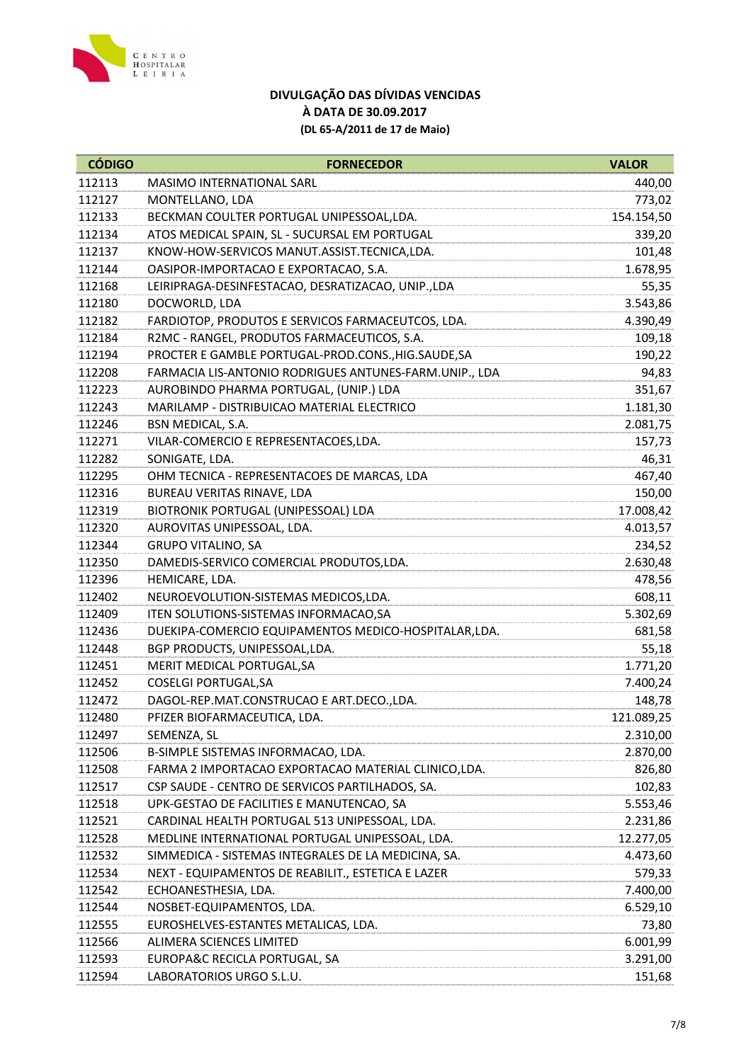**DIVULGAÇÃO DAS DÍVIDAS VENCIDAS**
**À DATA DE 30.09.2017**
**(DL 65-A/2011 de 17 de Maio)**

| CÓDIGO | FORNECEDOR | VALOR |
|---|---|---|
| 112113 | MASIMO INTERNATIONAL SARL | 440,00 |
| 112127 | MONTELLANO, LDA | 773,02 |
| 112133 | BECKMAN COULTER PORTUGAL UNIPESSOAL,LDA. | 154.154,50 |
| 112134 | ATOS MEDICAL SPAIN, SL - SUCURSAL EM PORTUGAL | 339,20 |
| 112137 | KNOW-HOW-SERVICOS MANUT.ASSIST.TECNICA,LDA. | 101,48 |
| 112144 | OASIPOR-IMPORTACAO E EXPORTACAO, S.A. | 1.678,95 |
| 112168 | LEIRIPRAGA-DESINFESTACAO, DESRATIZACAO, UNIP.,LDA | 55,35 |
| 112180 | DOCWORLD, LDA | 3.543,86 |
| 112182 | FARDIOTOP, PRODUTOS E SERVICOS FARMACEUTCOS, LDA. | 4.390,49 |
| 112184 | R2MC - RANGEL, PRODUTOS FARMACEUTICOS, S.A. | 109,18 |
| 112194 | PROCTER E GAMBLE PORTUGAL-PROD.CONS.,HIG.SAUDE,SA | 190,22 |
| 112208 | FARMACIA LIS-ANTONIO RODRIGUES ANTUNES-FARM.UNIP., LDA | 94,83 |
| 112223 | AUROBINDO PHARMA PORTUGAL, (UNIP.) LDA | 351,67 |
| 112243 | MARILAMP - DISTRIBUICAO MATERIAL ELECTRICO | 1.181,30 |
| 112246 | BSN MEDICAL, S.A. | 2.081,75 |
| 112271 | VILAR-COMERCIO E REPRESENTACOES,LDA. | 157,73 |
| 112282 | SONIGATE, LDA. | 46,31 |
| 112295 | OHM TECNICA - REPRESENTACOES DE MARCAS, LDA | 467,40 |
| 112316 | BUREAU VERITAS RINAVE, LDA | 150,00 |
| 112319 | BIOTRONIK PORTUGAL (UNIPESSOAL) LDA | 17.008,42 |
| 112320 | AUROVITAS UNIPESSOAL, LDA. | 4.013,57 |
| 112344 | GRUPO VITALINO, SA | 234,52 |
| 112350 | DAMEDIS-SERVICO COMERCIAL PRODUTOS,LDA. | 2.630,48 |
| 112396 | HEMICARE, LDA. | 478,56 |
| 112402 | NEUROEVOLUTION-SISTEMAS MEDICOS,LDA. | 608,11 |
| 112409 | ITEN SOLUTIONS-SISTEMAS INFORMACAO,SA | 5.302,69 |
| 112436 | DUEKIPA-COMERCIO EQUIPAMENTOS MEDICO-HOSPITALAR,LDA. | 681,58 |
| 112448 | BGP PRODUCTS, UNIPESSOAL,LDA. | 55,18 |
| 112451 | MERIT MEDICAL PORTUGAL,SA | 1.771,20 |
| 112452 | COSELGI PORTUGAL,SA | 7.400,24 |
| 112472 | DAGOL-REP.MAT.CONSTRUCAO E ART.DECO.,LDA. | 148,78 |
| 112480 | PFIZER BIOFARMACEUTICA, LDA. | 121.089,25 |
| 112497 | SEMENZA, SL | 2.310,00 |
| 112506 | B-SIMPLE SISTEMAS INFORMACAO, LDA. | 2.870,00 |
| 112508 | FARMA 2 IMPORTACAO EXPORTACAO MATERIAL CLINICO,LDA. | 826,80 |
| 112517 | CSP SAUDE - CENTRO DE SERVICOS PARTILHADOS, SA. | 102,83 |
| 112518 | UPK-GESTAO DE FACILITIES E MANUTENCAO, SA | 5.553,46 |
| 112521 | CARDINAL HEALTH PORTUGAL 513 UNIPESSOAL, LDA. | 2.231,86 |
| 112528 | MEDLINE INTERNATIONAL PORTUGAL UNIPESSOAL, LDA. | 12.277,05 |
| 112532 | SIMMEDICA - SISTEMAS INTEGRALES DE LA MEDICINA, SA. | 4.473,60 |
| 112534 | NEXT - EQUIPAMENTOS DE REABILIT., ESTETICA E LAZER | 579,33 |
| 112542 | ECHOANESTHESIA, LDA. | 7.400,00 |
| 112544 | NOSBET-EQUIPAMENTOS, LDA. | 6.529,10 |
| 112555 | EUROSHELVES-ESTANTES METALICAS, LDA. | 73,80 |
| 112566 | ALIMERA SCIENCES LIMITED | 6.001,99 |
| 112593 | EUROPA&C RECICLA PORTUGAL, SA | 3.291,00 |
| 112594 | LABORATORIOS URGO S.L.U. | 151,68 |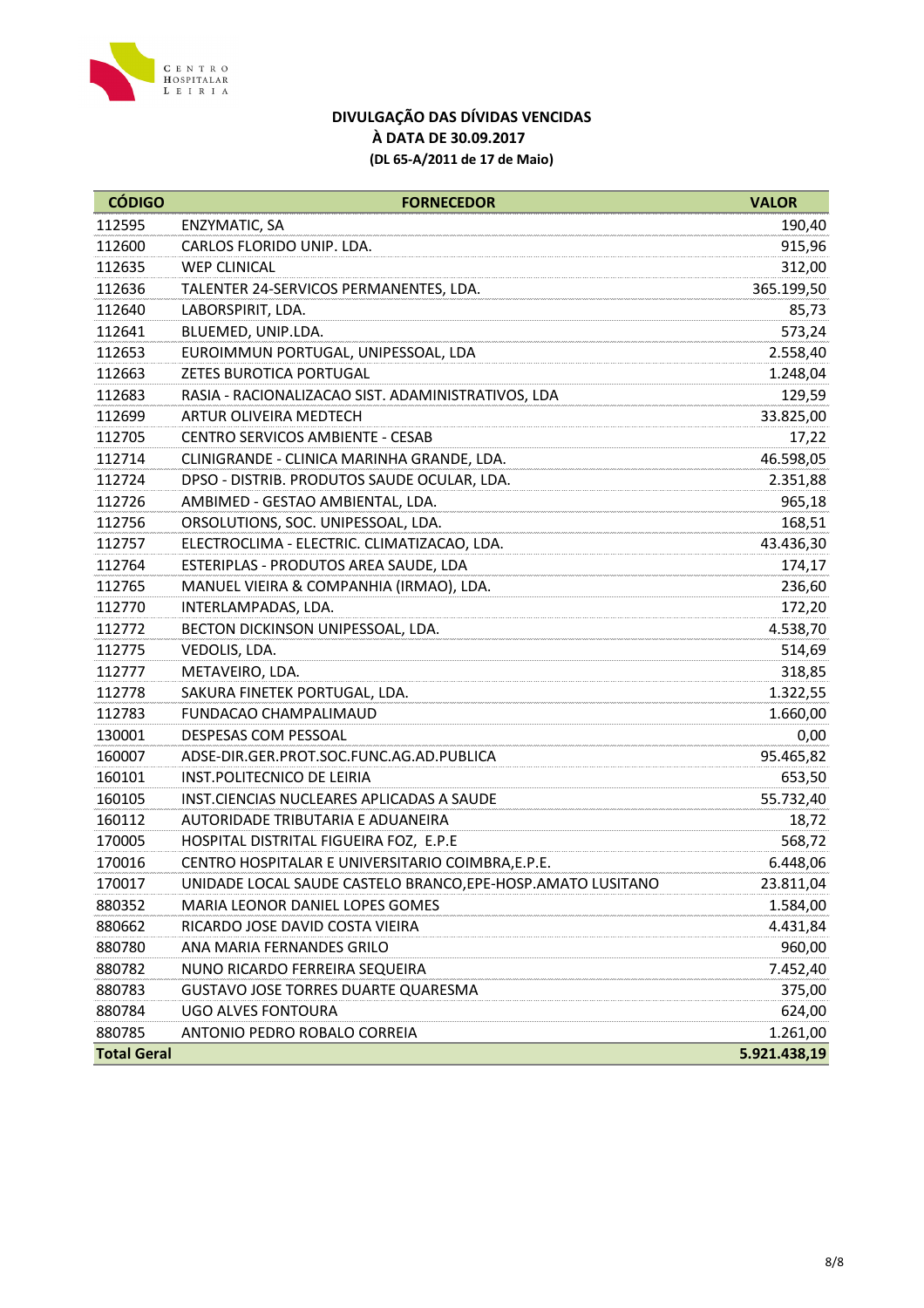**DIVULGAÇÃO DAS DÍVIDAS VENCIDAS**
**À DATA DE 30.09.2017**
**(DL 65-A/2011 de 17 de Maio)**

| CÓDIGO | FORNECEDOR | VALOR |
|---|---|---|
| 112595 | ENZYMATIC, SA | 190,40 |
| 112600 | CARLOS FLORIDO UNIP. LDA. | 915,96 |
| 112635 | WEP CLINICAL | 312,00 |
| 112636 | TALENTER 24-SERVICOS PERMANENTES, LDA. | 365.199,50 |
| 112640 | LABORSPIRIT, LDA. | 85,73 |
| 112641 | BLUEMED, UNIP.LDA. | 573,24 |
| 112653 | EUROIMMUN PORTUGAL, UNIPESSOAL, LDA | 2.558,40 |
| 112663 | ZETES BUROTICA PORTUGAL | 1.248,04 |
| 112683 | RASIA - RACIONALIZACAO SIST. ADAMINISTRATIVOS, LDA | 129,59 |
| 112699 | ARTUR OLIVEIRA MEDTECH | 33.825,00 |
| 112705 | CENTRO SERVICOS AMBIENTE - CESAB | 17,22 |
| 112714 | CLINIGRANDE - CLINICA MARINHA GRANDE, LDA. | 46.598,05 |
| 112724 | DPSO - DISTRIB. PRODUTOS SAUDE OCULAR, LDA. | 2.351,88 |
| 112726 | AMBIMED - GESTAO AMBIENTAL, LDA. | 965,18 |
| 112756 | ORSOLUTIONS, SOC. UNIPESSOAL, LDA. | 168,51 |
| 112757 | ELECTROCLIMA - ELECTRIC. CLIMATIZACAO, LDA. | 43.436,30 |
| 112764 | ESTERIPLAS - PRODUTOS AREA SAUDE, LDA | 174,17 |
| 112765 | MANUEL VIEIRA & COMPANHIA (IRMAO), LDA. | 236,60 |
| 112770 | INTERLAMPADAS, LDA. | 172,20 |
| 112772 | BECTON DICKINSON UNIPESSOAL, LDA. | 4.538,70 |
| 112775 | VEDOLIS, LDA. | 514,69 |
| 112777 | METAVEIRO, LDA. | 318,85 |
| 112778 | SAKURA FINETEK PORTUGAL, LDA. | 1.322,55 |
| 112783 | FUNDACAO CHAMPALIMAUD | 1.660,00 |
| 130001 | DESPESAS COM PESSOAL | 0,00 |
| 160007 | ADSE-DIR.GER.PROT.SOC.FUNC.AG.AD.PUBLICA | 95.465,82 |
| 160101 | INST.POLITECNICO DE LEIRIA | 653,50 |
| 160105 | INST.CIENCIAS NUCLEARES APLICADAS A SAUDE | 55.732,40 |
| 160112 | AUTORIDADE TRIBUTARIA E ADUANEIRA | 18,72 |
| 170005 | HOSPITAL DISTRITAL FIGUEIRA FOZ, E.P.E | 568,72 |
| 170016 | CENTRO HOSPITALAR E UNIVERSITARIO COIMBRA,E.P.E. | 6.448,06 |
| 170017 | UNIDADE LOCAL SAUDE CASTELO BRANCO,EPE-HOSP.AMATO LUSITANO | 23.811,04 |
| 880352 | MARIA LEONOR DANIEL LOPES GOMES | 1.584,00 |
| 880662 | RICARDO JOSE DAVID COSTA VIEIRA | 4.431,84 |
| 880780 | ANA MARIA FERNANDES GRILO | 960,00 |
| 880782 | NUNO RICARDO FERREIRA SEQUEIRA | 7.452,40 |
| 880783 | GUSTAVO JOSE TORRES DUARTE QUARESMA | 375,00 |
| 880784 | UGO ALVES FONTOURA | 624,00 |
| 880785 | ANTONIO PEDRO ROBALO CORREIA | 1.261,00 |
| **Total Geral** | | **5.921.438,19** |